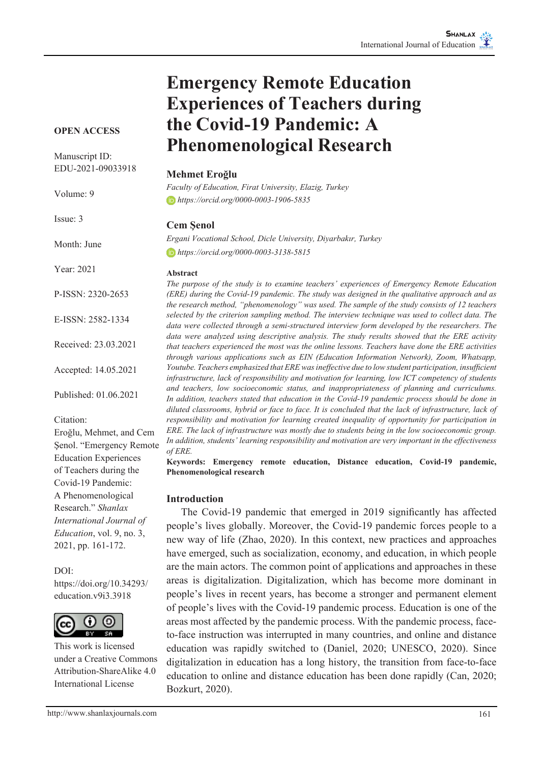# Emergency Remote Education Experiences of Teachers during the Covid-19 Pandemic: A Phenomenological Research

**Mehmet Eroğlu**

*Faculty of Education, Firat University, Elazig, Turkey*

*https://orcid.org/0000-0003-1906-5835*

**Cem Şenol**

*Ergani Vocational School, Dicle University, Diyarbakır, Turkey*

*https://orcid.org/0000-0003-3138-5815*

**OPEN ACCESS**

Manuscript ID: EDU-2021-09033918

Volume: 9

Issue: 3

Month: June

Year: 2021

P-ISSN: 2320-2653

E-ISSN: 2582-1334

Received: 23.03.2021

Accepted: 14.05.2021

Published: 01.06.2021

Citation:
Eroğlu, Mehmet, and Cem Şenol. "Emergency Remote Education Experiences of Teachers during the Covid-19 Pandemic: A Phenomenological Research." *Shanlax International Journal of Education*, vol. 9, no. 3, 2021, pp. 161-172.

DOI:
https://doi.org/10.34293/education.v9i3.3918

This work is licensed under a Creative Commons Attribution-ShareAlike 4.0 International License

## Abstract

*The purpose of the study is to examine teachers' experiences of Emergency Remote Education (ERE) during the Covid-19 pandemic. The study was designed in the qualitative approach and as the research method, "phenomenology" was used. The sample of the study consists of 12 teachers selected by the criterion sampling method. The interview technique was used to collect data. The data were collected through a semi-structured interview form developed by the researchers. The data were analyzed using descriptive analysis. The study results showed that the ERE activity that teachers experienced the most was the online lessons. Teachers have done the ERE activities through various applications such as EIN (Education Information Network), Zoom, Whatsapp, Youtube. Teachers emphasized that ERE was ineffective due to low student participation, insufficient infrastructure, lack of responsibility and motivation for learning, low ICT competency of students and teachers, low socioeconomic status, and inappropriateness of planning and curriculums. In addition, teachers stated that education in the Covid-19 pandemic process should be done in diluted classrooms, hybrid or face to face. It is concluded that the lack of infrastructure, lack of responsibility and motivation for learning created inequality of opportunity for participation in ERE. The lack of infrastructure was mostly due to students being in the low socioeconomic group. In addition, students' learning responsibility and motivation are very important in the effectiveness of ERE.*

**Keywords: Emergency remote education, Distance education, Covid-19 pandemic, Phenomenological research**

## Introduction

The Covid-19 pandemic that emerged in 2019 significantly has affected people's lives globally. Moreover, the Covid-19 pandemic forces people to a new way of life (Zhao, 2020). In this context, new practices and approaches have emerged, such as socialization, economy, and education, in which people are the main actors. The common point of applications and approaches in these areas is digitalization. Digitalization, which has become more dominant in people's lives in recent years, has become a stronger and permanent element of people's lives with the Covid-19 pandemic process. Education is one of the areas most affected by the pandemic process. With the pandemic process, face-to-face instruction was interrupted in many countries, and online and distance education was rapidly switched to (Daniel, 2020; UNESCO, 2020). Since digitalization in education has a long history, the transition from face-to-face education to online and distance education has been done rapidly (Can, 2020; Bozkurt, 2020).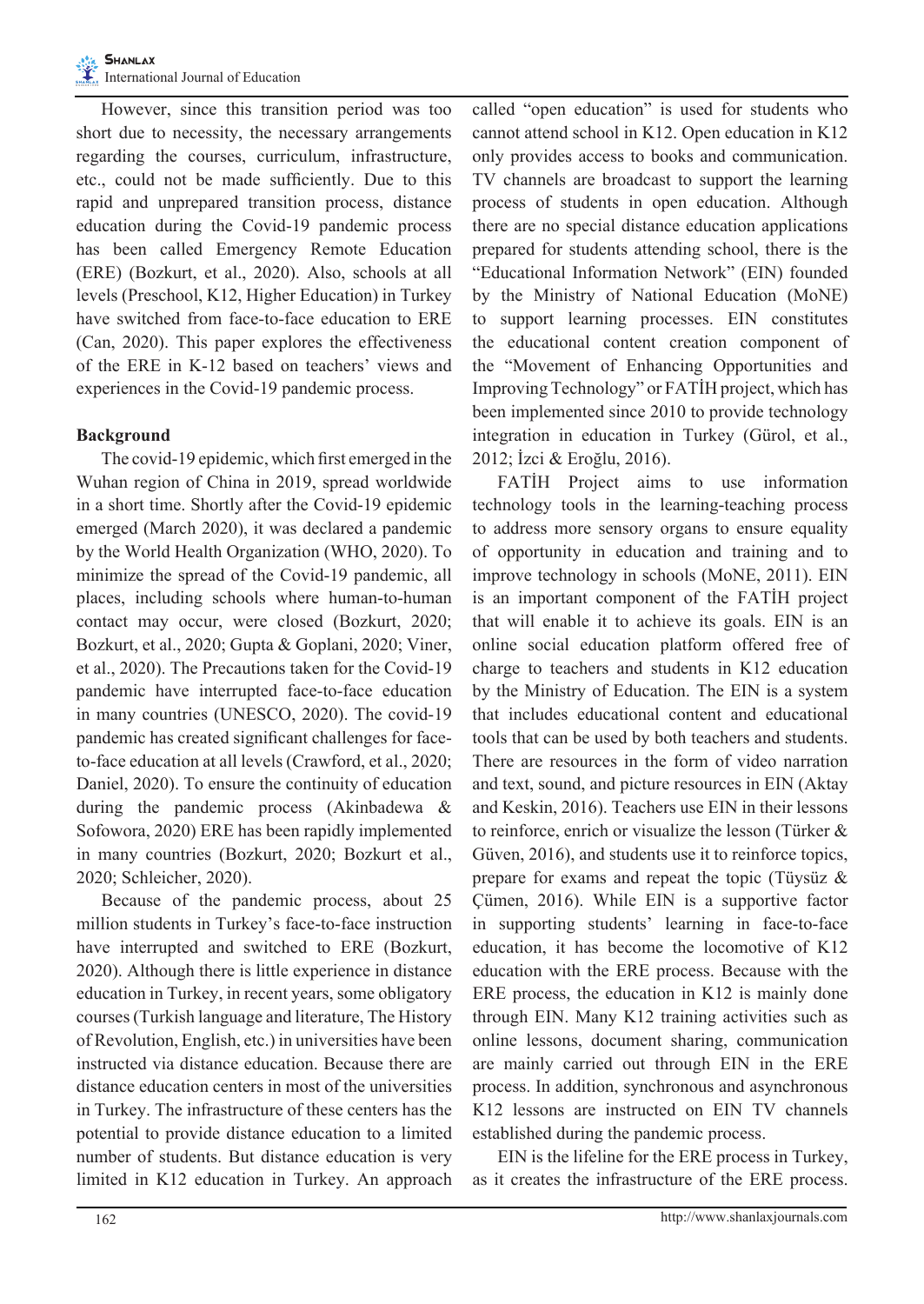However, since this transition period was too short due to necessity, the necessary arrangements regarding the courses, curriculum, infrastructure, etc., could not be made sufficiently. Due to this rapid and unprepared transition process, distance education during the Covid-19 pandemic process has been called Emergency Remote Education (ERE) (Bozkurt, et al., 2020). Also, schools at all levels (Preschool, K12, Higher Education) in Turkey have switched from face-to-face education to ERE (Can, 2020). This paper explores the effectiveness of the ERE in K-12 based on teachers' views and experiences in the Covid-19 pandemic process.

## Background

The covid-19 epidemic, which first emerged in the Wuhan region of China in 2019, spread worldwide in a short time. Shortly after the Covid-19 epidemic emerged (March 2020), it was declared a pandemic by the World Health Organization (WHO, 2020). To minimize the spread of the Covid-19 pandemic, all places, including schools where human-to-human contact may occur, were closed (Bozkurt, 2020; Bozkurt, et al., 2020; Gupta & Goplani, 2020; Viner, et al., 2020). The Precautions taken for the Covid-19 pandemic have interrupted face-to-face education in many countries (UNESCO, 2020). The covid-19 pandemic has created significant challenges for face-to-face education at all levels (Crawford, et al., 2020; Daniel, 2020). To ensure the continuity of education during the pandemic process (Akinbadewa & Sofowora, 2020) ERE has been rapidly implemented in many countries (Bozkurt, 2020; Bozkurt et al., 2020; Schleicher, 2020).

Because of the pandemic process, about 25 million students in Turkey's face-to-face instruction have interrupted and switched to ERE (Bozkurt, 2020). Although there is little experience in distance education in Turkey, in recent years, some obligatory courses (Turkish language and literature, The History of Revolution, English, etc.) in universities have been instructed via distance education. Because there are distance education centers in most of the universities in Turkey. The infrastructure of these centers has the potential to provide distance education to a limited number of students. But distance education is very limited in K12 education in Turkey. An approach called "open education" is used for students who cannot attend school in K12. Open education in K12 only provides access to books and communication. TV channels are broadcast to support the learning process of students in open education. Although there are no special distance education applications prepared for students attending school, there is the "Educational Information Network" (EIN) founded by the Ministry of National Education (MoNE) to support learning processes. EIN constitutes the educational content creation component of the "Movement of Enhancing Opportunities and Improving Technology" or FATİH project, which has been implemented since 2010 to provide technology integration in education in Turkey (Gürol, et al., 2012; İzci & Eroğlu, 2016).

FATİH Project aims to use information technology tools in the learning-teaching process to address more sensory organs to ensure equality of opportunity in education and training and to improve technology in schools (MoNE, 2011). EIN is an important component of the FATİH project that will enable it to achieve its goals. EIN is an online social education platform offered free of charge to teachers and students in K12 education by the Ministry of Education. The EIN is a system that includes educational content and educational tools that can be used by both teachers and students. There are resources in the form of video narration and text, sound, and picture resources in EIN (Aktay and Keskin, 2016). Teachers use EIN in their lessons to reinforce, enrich or visualize the lesson (Türker & Güven, 2016), and students use it to reinforce topics, prepare for exams and repeat the topic (Tüysüz & Çümen, 2016). While EIN is a supportive factor in supporting students' learning in face-to-face education, it has become the locomotive of K12 education with the ERE process. Because with the ERE process, the education in K12 is mainly done through EIN. Many K12 training activities such as online lessons, document sharing, communication are mainly carried out through EIN in the ERE process. In addition, synchronous and asynchronous K12 lessons are instructed on EIN TV channels established during the pandemic process.

EIN is the lifeline for the ERE process in Turkey, as it creates the infrastructure of the ERE process.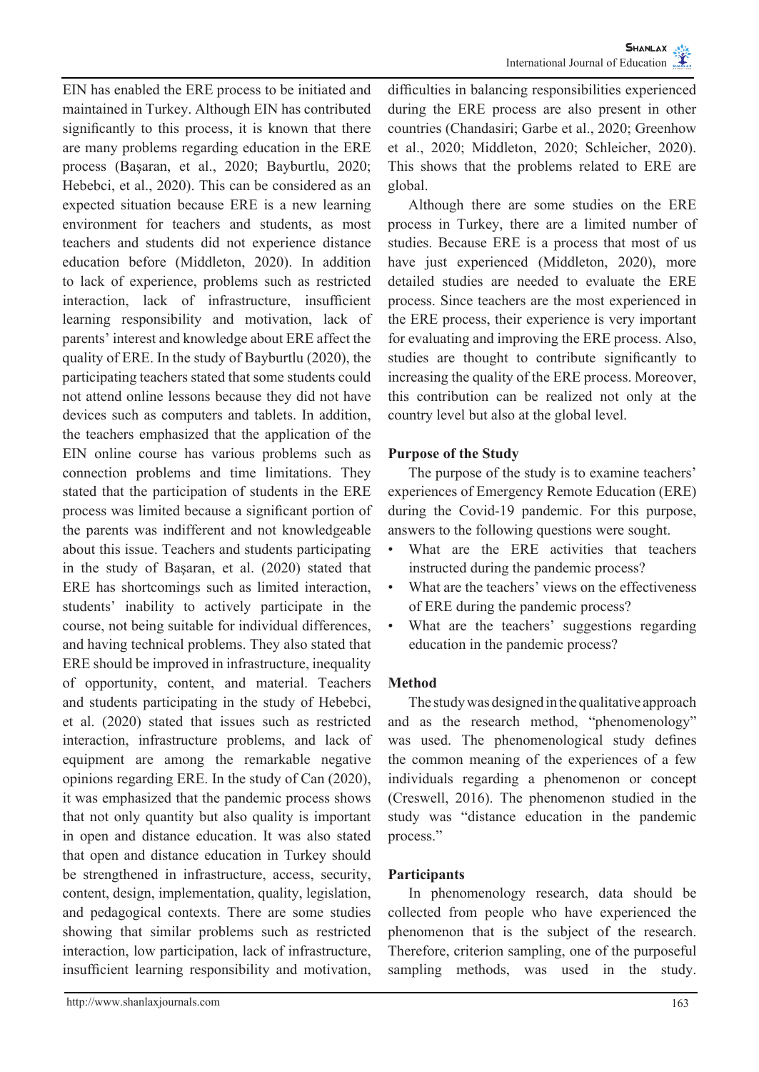EIN has enabled the ERE process to be initiated and maintained in Turkey. Although EIN has contributed significantly to this process, it is known that there are many problems regarding education in the ERE process (Başaran, et al., 2020; Bayburtlu, 2020; Hebebci, et al., 2020). This can be considered as an expected situation because ERE is a new learning environment for teachers and students, as most teachers and students did not experience distance education before (Middleton, 2020). In addition to lack of experience, problems such as restricted interaction, lack of infrastructure, insufficient learning responsibility and motivation, lack of parents' interest and knowledge about ERE affect the quality of ERE. In the study of Bayburtlu (2020), the participating teachers stated that some students could not attend online lessons because they did not have devices such as computers and tablets. In addition, the teachers emphasized that the application of the EIN online course has various problems such as connection problems and time limitations. They stated that the participation of students in the ERE process was limited because a significant portion of the parents was indifferent and not knowledgeable about this issue. Teachers and students participating in the study of Başaran, et al. (2020) stated that ERE has shortcomings such as limited interaction, students' inability to actively participate in the course, not being suitable for individual differences, and having technical problems. They also stated that ERE should be improved in infrastructure, inequality of opportunity, content, and material. Teachers and students participating in the study of Hebebci, et al. (2020) stated that issues such as restricted interaction, infrastructure problems, and lack of equipment are among the remarkable negative opinions regarding ERE. In the study of Can (2020), it was emphasized that the pandemic process shows that not only quantity but also quality is important in open and distance education. It was also stated that open and distance education in Turkey should be strengthened in infrastructure, access, security, content, design, implementation, quality, legislation, and pedagogical contexts. There are some studies showing that similar problems such as restricted interaction, low participation, lack of infrastructure, insufficient learning responsibility and motivation, difficulties in balancing responsibilities experienced during the ERE process are also present in other countries (Chandasiri; Garbe et al., 2020; Greenhow et al., 2020; Middleton, 2020; Schleicher, 2020). This shows that the problems related to ERE are global.

Although there are some studies on the ERE process in Turkey, there are a limited number of studies. Because ERE is a process that most of us have just experienced (Middleton, 2020), more detailed studies are needed to evaluate the ERE process. Since teachers are the most experienced in the ERE process, their experience is very important for evaluating and improving the ERE process. Also, studies are thought to contribute significantly to increasing the quality of the ERE process. Moreover, this contribution can be realized not only at the country level but also at the global level.

**Purpose of the Study**

The purpose of the study is to examine teachers' experiences of Emergency Remote Education (ERE) during the Covid-19 pandemic. For this purpose, answers to the following questions were sought.

- What are the ERE activities that teachers instructed during the pandemic process?
- What are the teachers' views on the effectiveness of ERE during the pandemic process?
- What are the teachers' suggestions regarding education in the pandemic process?

**Method**

The study was designed in the qualitative approach and as the research method, "phenomenology" was used. The phenomenological study defines the common meaning of the experiences of a few individuals regarding a phenomenon or concept (Creswell, 2016). The phenomenon studied in the study was "distance education in the pandemic process."

**Participants**

In phenomenology research, data should be collected from people who have experienced the phenomenon that is the subject of the research. Therefore, criterion sampling, one of the purposeful sampling methods, was used in the study.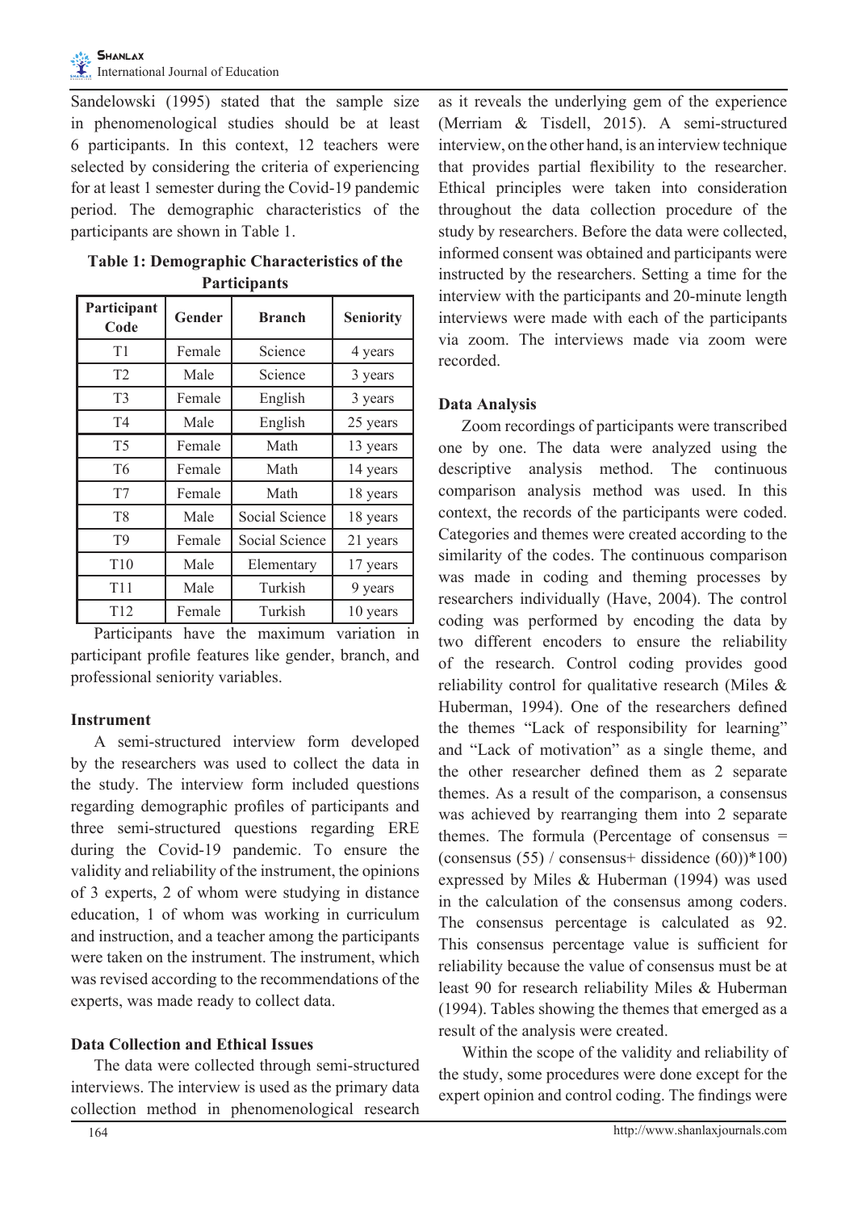Sandelowski (1995) stated that the sample size in phenomenological studies should be at least 6 participants. In this context, 12 teachers were selected by considering the criteria of experiencing for at least 1 semester during the Covid-19 pandemic period. The demographic characteristics of the participants are shown in Table 1.

**Table 1: Demographic Characteristics of the Participants**

| Participant Code | Gender | Branch | Seniority |
|---|---|---|---|
| T1 | Female | Science | 4 years |
| T2 | Male | Science | 3 years |
| T3 | Female | English | 3 years |
| T4 | Male | English | 25 years |
| T5 | Female | Math | 13 years |
| T6 | Female | Math | 14 years |
| T7 | Female | Math | 18 years |
| T8 | Male | Social Science | 18 years |
| T9 | Female | Social Science | 21 years |
| T10 | Male | Elementary | 17 years |
| T11 | Male | Turkish | 9 years |
| T12 | Female | Turkish | 10 years |

Participants have the maximum variation in participant profile features like gender, branch, and professional seniority variables.

### Instrument

A semi-structured interview form developed by the researchers was used to collect the data in the study. The interview form included questions regarding demographic profiles of participants and three semi-structured questions regarding ERE during the Covid-19 pandemic. To ensure the validity and reliability of the instrument, the opinions of 3 experts, 2 of whom were studying in distance education, 1 of whom was working in curriculum and instruction, and a teacher among the participants were taken on the instrument. The instrument, which was revised according to the recommendations of the experts, was made ready to collect data.

### Data Collection and Ethical Issues

The data were collected through semi-structured interviews. The interview is used as the primary data collection method in phenomenological research as it reveals the underlying gem of the experience (Merriam & Tisdell, 2015). A semi-structured interview, on the other hand, is an interview technique that provides partial flexibility to the researcher. Ethical principles were taken into consideration throughout the data collection procedure of the study by researchers. Before the data were collected, informed consent was obtained and participants were instructed by the researchers. Setting a time for the interview with the participants and 20-minute length interviews were made with each of the participants via zoom. The interviews made via zoom were recorded.

### Data Analysis

Zoom recordings of participants were transcribed one by one. The data were analyzed using the descriptive analysis method. The continuous comparison analysis method was used. In this context, the records of the participants were coded. Categories and themes were created according to the similarity of the codes. The continuous comparison was made in coding and theming processes by researchers individually (Have, 2004). The control coding was performed by encoding the data by two different encoders to ensure the reliability of the research. Control coding provides good reliability control for qualitative research (Miles & Huberman, 1994). One of the researchers defined the themes "Lack of responsibility for learning" and "Lack of motivation" as a single theme, and the other researcher defined them as 2 separate themes. As a result of the comparison, a consensus was achieved by rearranging them into 2 separate themes. The formula (Percentage of consensus = (consensus (55) / consensus+ dissidence (60))*100) expressed by Miles & Huberman (1994) was used in the calculation of the consensus among coders. The consensus percentage is calculated as 92. This consensus percentage value is sufficient for reliability because the value of consensus must be at least 90 for research reliability Miles & Huberman (1994). Tables showing the themes that emerged as a result of the analysis were created.

Within the scope of the validity and reliability of the study, some procedures were done except for the expert opinion and control coding. The findings were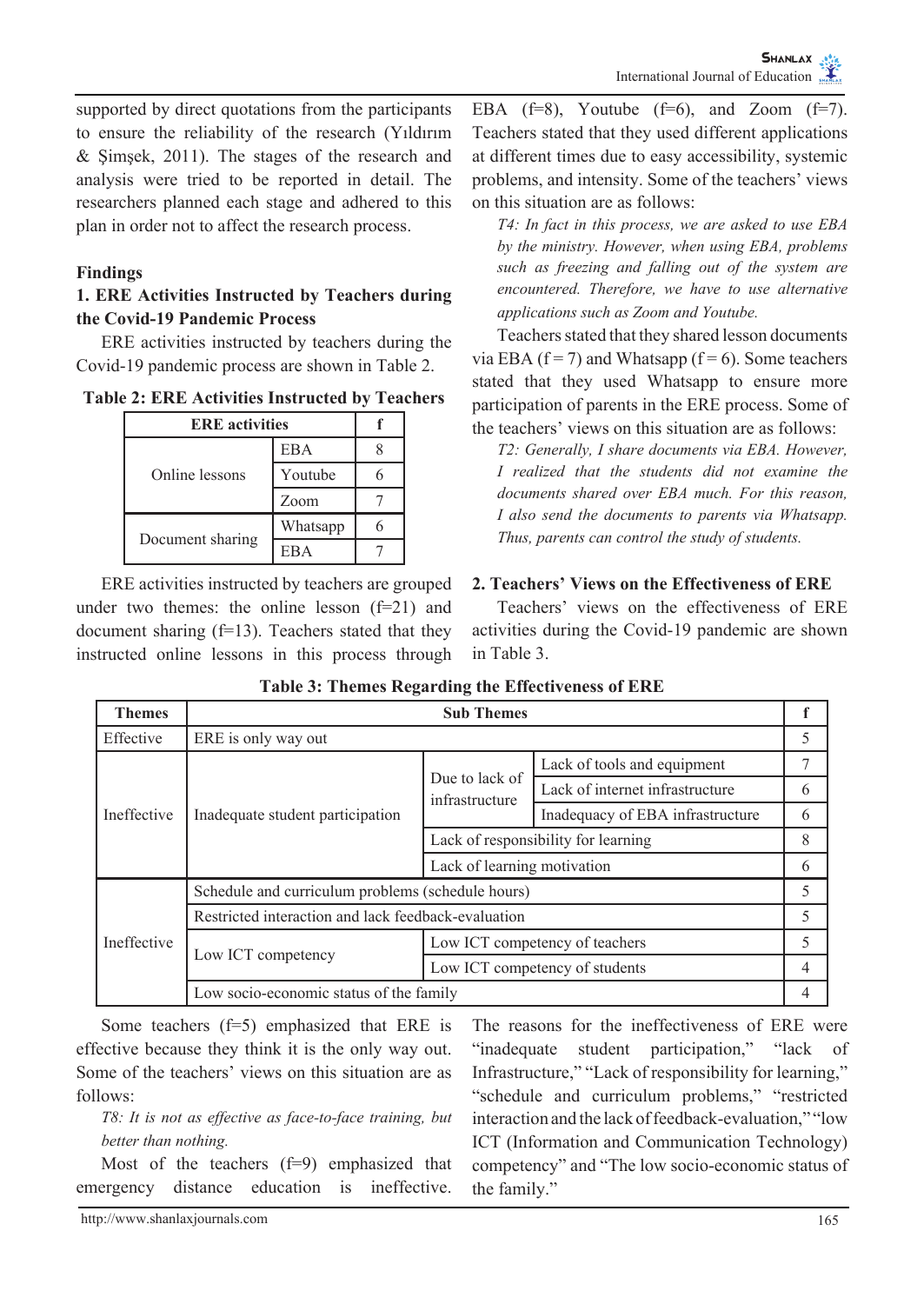supported by direct quotations from the participants to ensure the reliability of the research (Yıldırım & Şimşek, 2011). The stages of the research and analysis were tried to be reported in detail. The researchers planned each stage and adhered to this plan in order not to affect the research process.

## Findings

### 1. ERE Activities Instructed by Teachers during the Covid-19 Pandemic Process

ERE activities instructed by teachers during the Covid-19 pandemic process are shown in Table 2.

**Table 2: ERE Activities Instructed by Teachers**

| ERE activities | | f |
|---|---|---|
| Online lessons | EBA | 8 |
| | Youtube | 6 |
| | Zoom | 7 |
| Document sharing | Whatsapp | 6 |
| | EBA | 7 |

ERE activities instructed by teachers are grouped under two themes: the online lesson (f=21) and document sharing (f=13). Teachers stated that they instructed online lessons in this process through EBA (f=8), Youtube (f=6), and Zoom (f=7). Teachers stated that they used different applications at different times due to easy accessibility, systemic problems, and intensity. Some of the teachers' views on this situation are as follows:

*T4: In fact in this process, we are asked to use EBA by the ministry. However, when using EBA, problems such as freezing and falling out of the system are encountered. Therefore, we have to use alternative applications such as Zoom and Youtube.*

Teachers stated that they shared lesson documents via EBA (f = 7) and Whatsapp (f = 6). Some teachers stated that they used Whatsapp to ensure more participation of parents in the ERE process. Some of the teachers' views on this situation are as follows:

*T2: Generally, I share documents via EBA. However, I realized that the students did not examine the documents shared over EBA much. For this reason, I also send the documents to parents via Whatsapp. Thus, parents can control the study of students.*

### 2. Teachers' Views on the Effectiveness of ERE

Teachers' views on the effectiveness of ERE activities during the Covid-19 pandemic are shown in Table 3.

**Table 3: Themes Regarding the Effectiveness of ERE**

| Themes | Sub Themes | | | f |
|---|---|---|---|---|
| Effective | ERE is only way out | | | 5 |
| Ineffective | Inadequate student participation | Due to lack of infrastructure | Lack of tools and equipment | 7 |
| | | | Lack of internet infrastructure | 6 |
| | | | Inadequacy of EBA infrastructure | 6 |
| | | Lack of responsibility for learning | | 8 |
| | | Lack of learning motivation | | 6 |
| Ineffective | Schedule and curriculum problems (schedule hours) | | | 5 |
| | Restricted interaction and lack feedback-evaluation | | | 5 |
| | Low ICT competency | Low ICT competency of teachers | | 5 |
| | | Low ICT competency of students | | 4 |
| | Low socio-economic status of the family | | | 4 |

Some teachers (f=5) emphasized that ERE is effective because they think it is the only way out. Some of the teachers' views on this situation are as follows:

*T8: It is not as effective as face-to-face training, but better than nothing.*

Most of the teachers (f=9) emphasized that emergency distance education is ineffective. The reasons for the ineffectiveness of ERE were "inadequate student participation," "lack of Infrastructure," "Lack of responsibility for learning," "schedule and curriculum problems," "restricted interaction and the lack of feedback-evaluation," "low ICT (Information and Communication Technology) competency" and "The low socio-economic status of the family."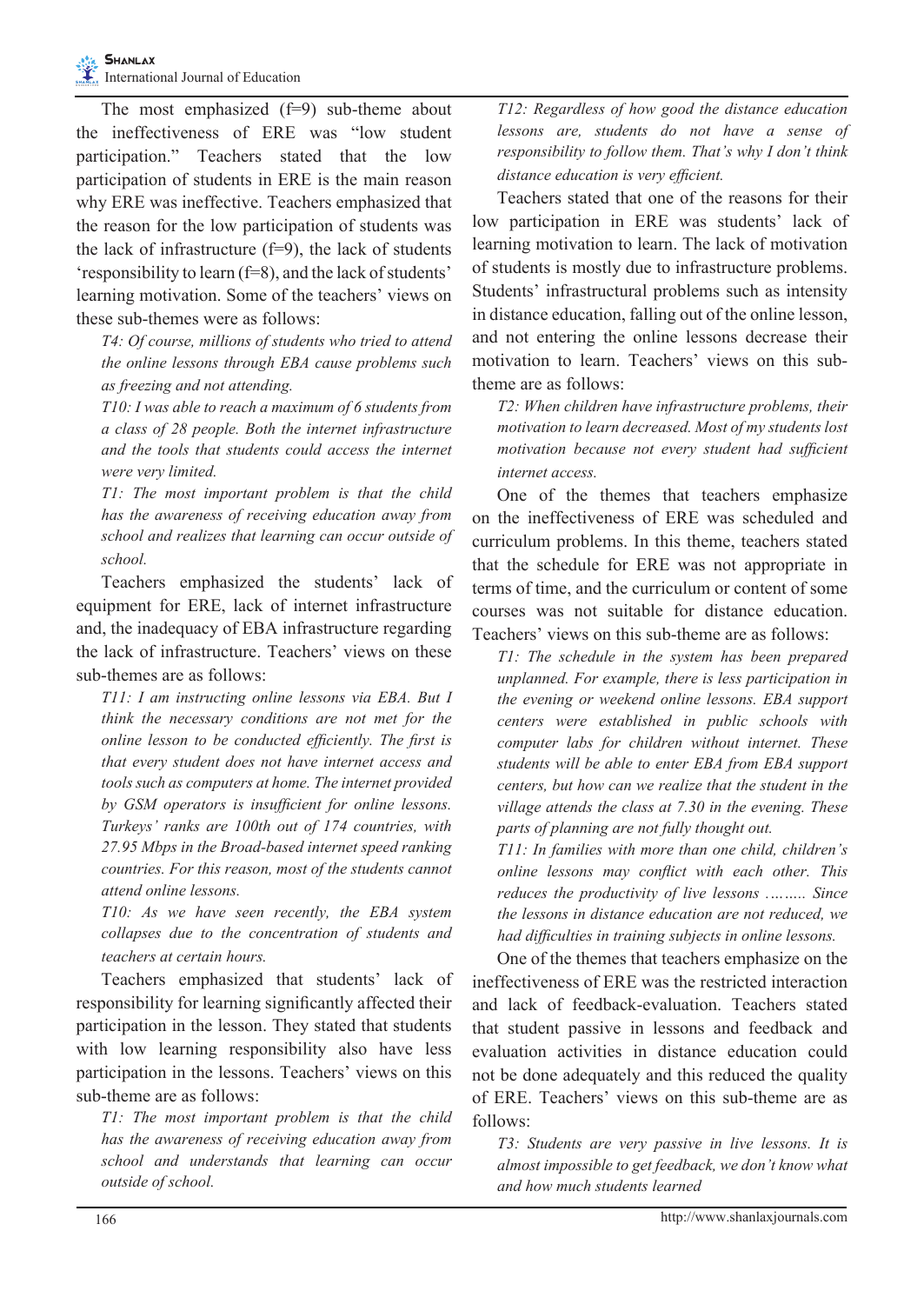The most emphasized (f=9) sub-theme about the ineffectiveness of ERE was "low student participation." Teachers stated that the low participation of students in ERE is the main reason why ERE was ineffective. Teachers emphasized that the reason for the low participation of students was the lack of infrastructure (f=9), the lack of students 'responsibility to learn (f=8), and the lack of students' learning motivation. Some of the teachers' views on these sub-themes were as follows:

*T4: Of course, millions of students who tried to attend the online lessons through EBA cause problems such as freezing and not attending.*

*T10: I was able to reach a maximum of 6 students from a class of 28 people. Both the internet infrastructure and the tools that students could access the internet were very limited.*

*T1: The most important problem is that the child has the awareness of receiving education away from school and realizes that learning can occur outside of school.*

Teachers emphasized the students' lack of equipment for ERE, lack of internet infrastructure and, the inadequacy of EBA infrastructure regarding the lack of infrastructure. Teachers' views on these sub-themes are as follows:

*T11: I am instructing online lessons via EBA. But I think the necessary conditions are not met for the online lesson to be conducted efficiently. The first is that every student does not have internet access and tools such as computers at home. The internet provided by GSM operators is insufficient for online lessons. Turkeys' ranks are 100th out of 174 countries, with 27.95 Mbps in the Broad-based internet speed ranking countries. For this reason, most of the students cannot attend online lessons.*

*T10: As we have seen recently, the EBA system collapses due to the concentration of students and teachers at certain hours.*

Teachers emphasized that students' lack of responsibility for learning significantly affected their participation in the lesson. They stated that students with low learning responsibility also have less participation in the lessons. Teachers' views on this sub-theme are as follows:

*T1: The most important problem is that the child has the awareness of receiving education away from school and understands that learning can occur outside of school.*

*T12: Regardless of how good the distance education lessons are, students do not have a sense of responsibility to follow them. That's why I don't think distance education is very efficient.*

Teachers stated that one of the reasons for their low participation in ERE was students' lack of learning motivation to learn. The lack of motivation of students is mostly due to infrastructure problems. Students' infrastructural problems such as intensity in distance education, falling out of the online lesson, and not entering the online lessons decrease their motivation to learn. Teachers' views on this sub-theme are as follows:

*T2: When children have infrastructure problems, their motivation to learn decreased. Most of my students lost motivation because not every student had sufficient internet access.*

One of the themes that teachers emphasize on the ineffectiveness of ERE was scheduled and curriculum problems. In this theme, teachers stated that the schedule for ERE was not appropriate in terms of time, and the curriculum or content of some courses was not suitable for distance education. Teachers' views on this sub-theme are as follows:

*T1: The schedule in the system has been prepared unplanned. For example, there is less participation in the evening or weekend online lessons. EBA support centers were established in public schools with computer labs for children without internet. These students will be able to enter EBA from EBA support centers, but how can we realize that the student in the village attends the class at 7.30 in the evening. These parts of planning are not fully thought out.*

*T11: In families with more than one child, children's online lessons may conflict with each other. This reduces the productivity of live lessons ……... Since the lessons in distance education are not reduced, we had difficulties in training subjects in online lessons.*

One of the themes that teachers emphasize on the ineffectiveness of ERE was the restricted interaction and lack of feedback-evaluation. Teachers stated that student passive in lessons and feedback and evaluation activities in distance education could not be done adequately and this reduced the quality of ERE. Teachers' views on this sub-theme are as follows:

*T3: Students are very passive in live lessons. It is almost impossible to get feedback, we don't know what and how much students learned*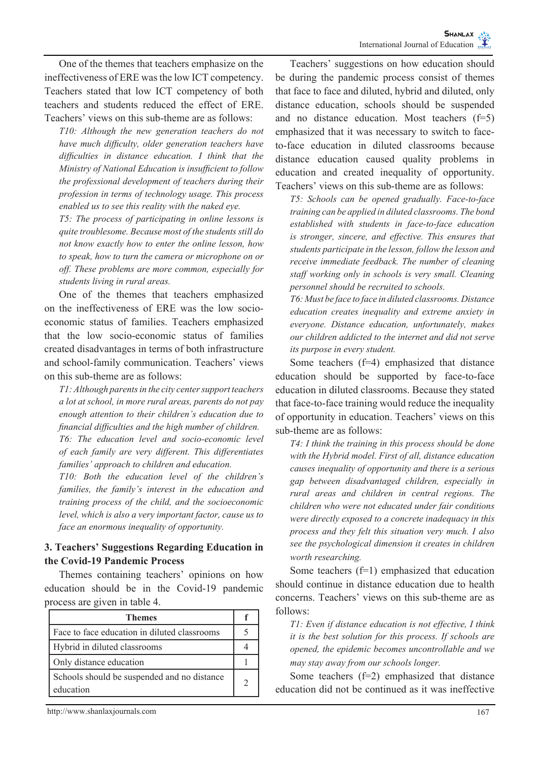One of the themes that teachers emphasize on the ineffectiveness of ERE was the low ICT competency. Teachers stated that low ICT competency of both teachers and students reduced the effect of ERE. Teachers' views on this sub-theme are as follows:

*T10: Although the new generation teachers do not have much difficulty, older generation teachers have difficulties in distance education. I think that the Ministry of National Education is insufficient to follow the professional development of teachers during their profession in terms of technology usage. This process enabled us to see this reality with the naked eye.*

*T5: The process of participating in online lessons is quite troublesome. Because most of the students still do not know exactly how to enter the online lesson, how to speak, how to turn the camera or microphone on or off. These problems are more common, especially for students living in rural areas.*

One of the themes that teachers emphasized on the ineffectiveness of ERE was the low socio-economic status of families. Teachers emphasized that the low socio-economic status of families created disadvantages in terms of both infrastructure and school-family communication. Teachers' views on this sub-theme are as follows:

*T1: Although parents in the city center support teachers a lot at school, in more rural areas, parents do not pay enough attention to their children's education due to financial difficulties and the high number of children.*

*T6: The education level and socio-economic level of each family are very different. This differentiates families' approach to children and education.*

*T10: Both the education level of the children's families, the family's interest in the education and training process of the child, and the socioeconomic level, which is also a very important factor, cause us to face an enormous inequality of opportunity.*

### 3. Teachers' Suggestions Regarding Education in the Covid-19 Pandemic Process

Themes containing teachers' opinions on how education should be in the Covid-19 pandemic process are given in table 4.

| Themes | f |
|---|---|
| Face to face education in diluted classrooms | 5 |
| Hybrid in diluted classrooms | 4 |
| Only distance education | 1 |
| Schools should be suspended and no distance education | 2 |

Teachers' suggestions on how education should be during the pandemic process consist of themes that face to face and diluted, hybrid and diluted, only distance education, schools should be suspended and no distance education. Most teachers (f=5) emphasized that it was necessary to switch to face-to-face education in diluted classrooms because distance education caused quality problems in education and created inequality of opportunity. Teachers' views on this sub-theme are as follows:

*T5: Schools can be opened gradually. Face-to-face training can be applied in diluted classrooms. The bond established with students in face-to-face education is stronger, sincere, and effective. This ensures that students participate in the lesson, follow the lesson and receive immediate feedback. The number of cleaning staff working only in schools is very small. Cleaning personnel should be recruited to schools.*

*T6: Must be face to face in diluted classrooms. Distance education creates inequality and extreme anxiety in everyone. Distance education, unfortunately, makes our children addicted to the internet and did not serve its purpose in every student.*

Some teachers (f=4) emphasized that distance education should be supported by face-to-face education in diluted classrooms. Because they stated that face-to-face training would reduce the inequality of opportunity in education. Teachers' views on this sub-theme are as follows:

*T4: I think the training in this process should be done with the Hybrid model. First of all, distance education causes inequality of opportunity and there is a serious gap between disadvantaged children, especially in rural areas and children in central regions. The children who were not educated under fair conditions were directly exposed to a concrete inadequacy in this process and they felt this situation very much. I also see the psychological dimension it creates in children worth researching.*

Some teachers (f=1) emphasized that education should continue in distance education due to health concerns. Teachers' views on this sub-theme are as follows:

*T1: Even if distance education is not effective, I think it is the best solution for this process. If schools are opened, the epidemic becomes uncontrollable and we may stay away from our schools longer.*

Some teachers (f=2) emphasized that distance education did not be continued as it was ineffective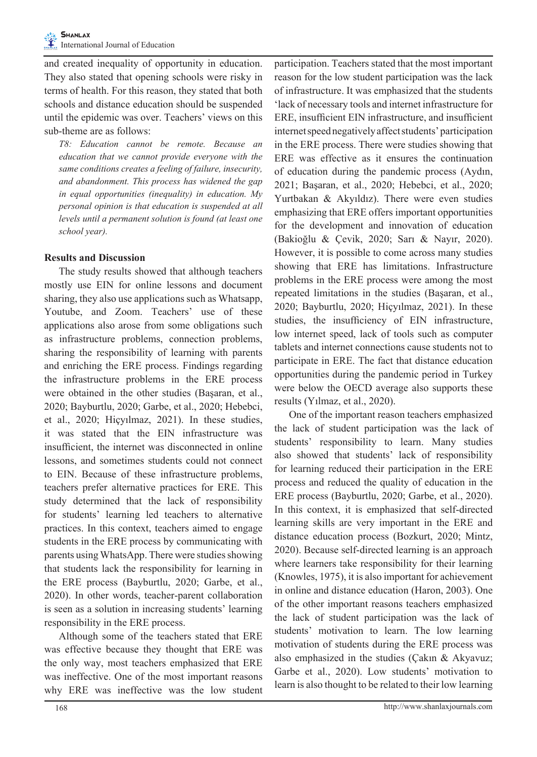and created inequality of opportunity in education. They also stated that opening schools were risky in terms of health. For this reason, they stated that both schools and distance education should be suspended until the epidemic was over. Teachers' views on this sub-theme are as follows:

*T8: Education cannot be remote. Because an education that we cannot provide everyone with the same conditions creates a feeling of failure, insecurity, and abandonment. This process has widened the gap in equal opportunities (inequality) in education. My personal opinion is that education is suspended at all levels until a permanent solution is found (at least one school year).*

## Results and Discussion

The study results showed that although teachers mostly use EIN for online lessons and document sharing, they also use applications such as Whatsapp, Youtube, and Zoom. Teachers' use of these applications also arose from some obligations such as infrastructure problems, connection problems, sharing the responsibility of learning with parents and enriching the ERE process. Findings regarding the infrastructure problems in the ERE process were obtained in the other studies (Başaran, et al., 2020; Bayburtlu, 2020; Garbe, et al., 2020; Hebebci, et al., 2020; Hiçyılmaz, 2021). In these studies, it was stated that the EIN infrastructure was insufficient, the internet was disconnected in online lessons, and sometimes students could not connect to EIN. Because of these infrastructure problems, teachers prefer alternative practices for ERE. This study determined that the lack of responsibility for students' learning led teachers to alternative practices. In this context, teachers aimed to engage students in the ERE process by communicating with parents using WhatsApp. There were studies showing that students lack the responsibility for learning in the ERE process (Bayburtlu, 2020; Garbe, et al., 2020). In other words, teacher-parent collaboration is seen as a solution in increasing students' learning responsibility in the ERE process.

Although some of the teachers stated that ERE was effective because they thought that ERE was the only way, most teachers emphasized that ERE was ineffective. One of the most important reasons why ERE was ineffective was the low student participation. Teachers stated that the most important reason for the low student participation was the lack of infrastructure. It was emphasized that the students 'lack of necessary tools and internet infrastructure for ERE, insufficient EIN infrastructure, and insufficient internet speed negatively affect students' participation in the ERE process. There were studies showing that ERE was effective as it ensures the continuation of education during the pandemic process (Aydın, 2021; Başaran, et al., 2020; Hebebci, et al., 2020; Yurtbakan & Akyıldız). There were even studies emphasizing that ERE offers important opportunities for the development and innovation of education (Bakioğlu & Çevik, 2020; Sarı & Nayır, 2020). However, it is possible to come across many studies showing that ERE has limitations. Infrastructure problems in the ERE process were among the most repeated limitations in the studies (Başaran, et al., 2020; Bayburtlu, 2020; Hiçyılmaz, 2021). In these studies, the insufficiency of EIN infrastructure, low internet speed, lack of tools such as computer tablets and internet connections cause students not to participate in ERE. The fact that distance education opportunities during the pandemic period in Turkey were below the OECD average also supports these results (Yılmaz, et al., 2020).

One of the important reason teachers emphasized the lack of student participation was the lack of students' responsibility to learn. Many studies also showed that students' lack of responsibility for learning reduced their participation in the ERE process and reduced the quality of education in the ERE process (Bayburtlu, 2020; Garbe, et al., 2020). In this context, it is emphasized that self-directed learning skills are very important in the ERE and distance education process (Bozkurt, 2020; Mintz, 2020). Because self-directed learning is an approach where learners take responsibility for their learning (Knowles, 1975), it is also important for achievement in online and distance education (Haron, 2003). One of the other important reasons teachers emphasized the lack of student participation was the lack of students' motivation to learn. The low learning motivation of students during the ERE process was also emphasized in the studies (Çakın & Akyavuz; Garbe et al., 2020). Low students' motivation to learn is also thought to be related to their low learning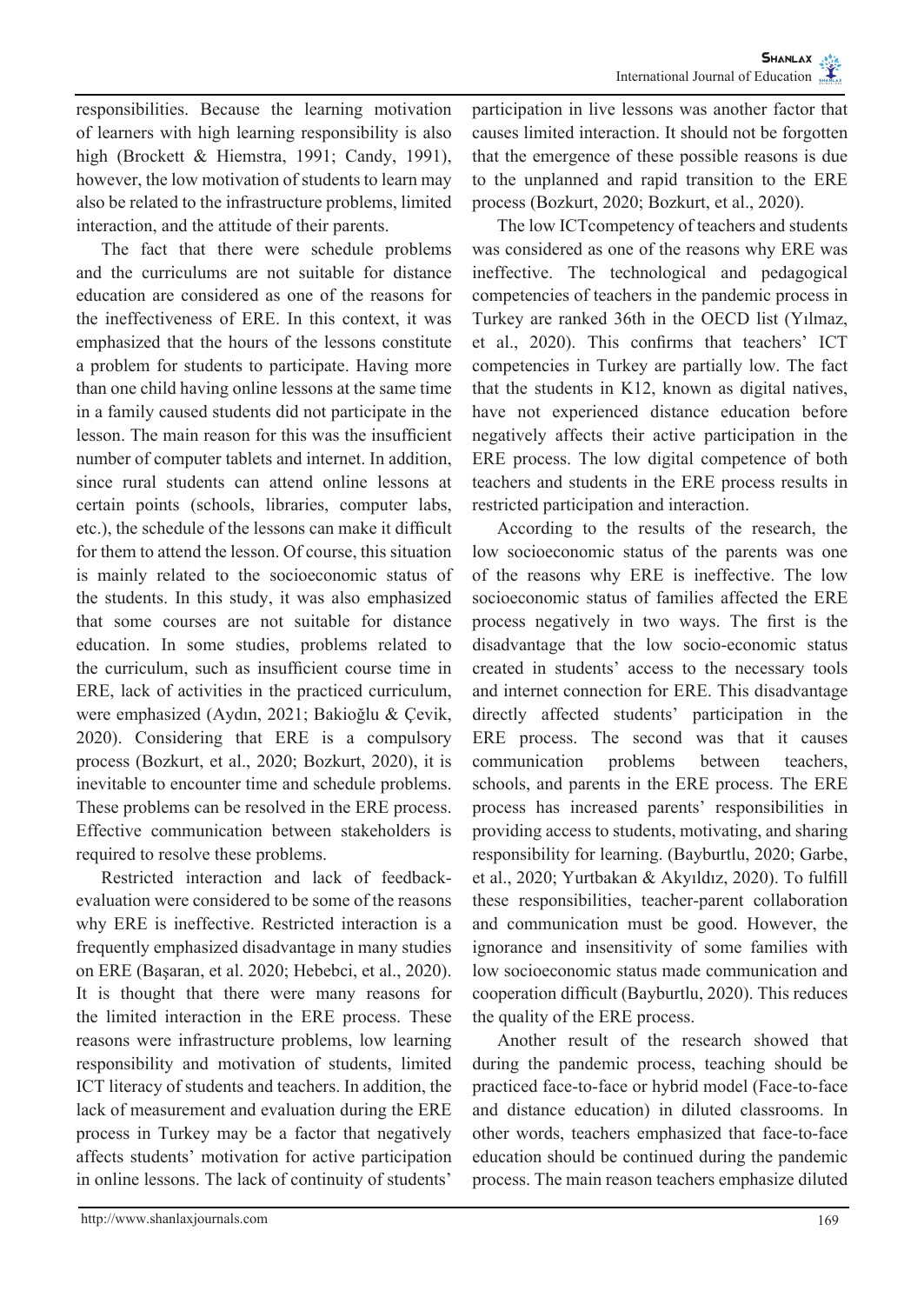responsibilities. Because the learning motivation of learners with high learning responsibility is also high (Brockett & Hiemstra, 1991; Candy, 1991), however, the low motivation of students to learn may also be related to the infrastructure problems, limited interaction, and the attitude of their parents.

The fact that there were schedule problems and the curriculums are not suitable for distance education are considered as one of the reasons for the ineffectiveness of ERE. In this context, it was emphasized that the hours of the lessons constitute a problem for students to participate. Having more than one child having online lessons at the same time in a family caused students did not participate in the lesson. The main reason for this was the insufficient number of computer tablets and internet. In addition, since rural students can attend online lessons at certain points (schools, libraries, computer labs, etc.), the schedule of the lessons can make it difficult for them to attend the lesson. Of course, this situation is mainly related to the socioeconomic status of the students. In this study, it was also emphasized that some courses are not suitable for distance education. In some studies, problems related to the curriculum, such as insufficient course time in ERE, lack of activities in the practiced curriculum, were emphasized (Aydın, 2021; Bakioğlu & Çevik, 2020). Considering that ERE is a compulsory process (Bozkurt, et al., 2020; Bozkurt, 2020), it is inevitable to encounter time and schedule problems. These problems can be resolved in the ERE process. Effective communication between stakeholders is required to resolve these problems.

Restricted interaction and lack of feedback-evaluation were considered to be some of the reasons why ERE is ineffective. Restricted interaction is a frequently emphasized disadvantage in many studies on ERE (Başaran, et al. 2020; Hebebci, et al., 2020). It is thought that there were many reasons for the limited interaction in the ERE process. These reasons were infrastructure problems, low learning responsibility and motivation of students, limited ICT literacy of students and teachers. In addition, the lack of measurement and evaluation during the ERE process in Turkey may be a factor that negatively affects students' motivation for active participation in online lessons. The lack of continuity of students' participation in live lessons was another factor that causes limited interaction. It should not be forgotten that the emergence of these possible reasons is due to the unplanned and rapid transition to the ERE process (Bozkurt, 2020; Bozkurt, et al., 2020).

The low ICTcompetency of teachers and students was considered as one of the reasons why ERE was ineffective. The technological and pedagogical competencies of teachers in the pandemic process in Turkey are ranked 36th in the OECD list (Yılmaz, et al., 2020). This confirms that teachers' ICT competencies in Turkey are partially low. The fact that the students in K12, known as digital natives, have not experienced distance education before negatively affects their active participation in the ERE process. The low digital competence of both teachers and students in the ERE process results in restricted participation and interaction.

According to the results of the research, the low socioeconomic status of the parents was one of the reasons why ERE is ineffective. The low socioeconomic status of families affected the ERE process negatively in two ways. The first is the disadvantage that the low socio-economic status created in students' access to the necessary tools and internet connection for ERE. This disadvantage directly affected students' participation in the ERE process. The second was that it causes communication problems between teachers, schools, and parents in the ERE process. The ERE process has increased parents' responsibilities in providing access to students, motivating, and sharing responsibility for learning. (Bayburtlu, 2020; Garbe, et al., 2020; Yurtbakan & Akyıldız, 2020). To fulfill these responsibilities, teacher-parent collaboration and communication must be good. However, the ignorance and insensitivity of some families with low socioeconomic status made communication and cooperation difficult (Bayburtlu, 2020). This reduces the quality of the ERE process.

Another result of the research showed that during the pandemic process, teaching should be practiced face-to-face or hybrid model (Face-to-face and distance education) in diluted classrooms. In other words, teachers emphasized that face-to-face education should be continued during the pandemic process. The main reason teachers emphasize diluted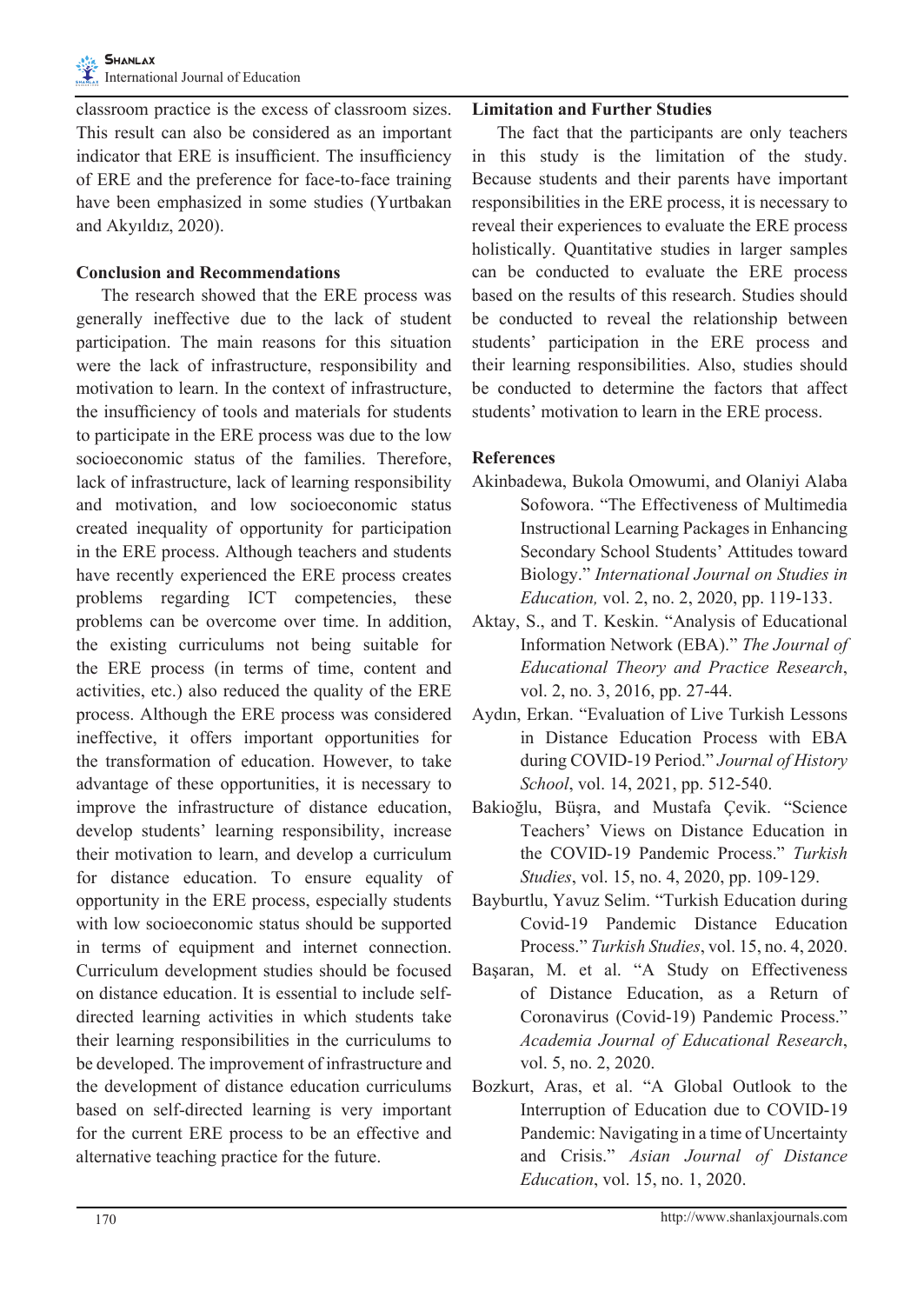classroom practice is the excess of classroom sizes. This result can also be considered as an important indicator that ERE is insufficient. The insufficiency of ERE and the preference for face-to-face training have been emphasized in some studies (Yurtbakan and Akyıldız, 2020).

## Conclusion and Recommendations

The research showed that the ERE process was generally ineffective due to the lack of student participation. The main reasons for this situation were the lack of infrastructure, responsibility and motivation to learn. In the context of infrastructure, the insufficiency of tools and materials for students to participate in the ERE process was due to the low socioeconomic status of the families. Therefore, lack of infrastructure, lack of learning responsibility and motivation, and low socioeconomic status created inequality of opportunity for participation in the ERE process. Although teachers and students have recently experienced the ERE process creates problems regarding ICT competencies, these problems can be overcome over time. In addition, the existing curriculums not being suitable for the ERE process (in terms of time, content and activities, etc.) also reduced the quality of the ERE process. Although the ERE process was considered ineffective, it offers important opportunities for the transformation of education. However, to take advantage of these opportunities, it is necessary to improve the infrastructure of distance education, develop students' learning responsibility, increase their motivation to learn, and develop a curriculum for distance education. To ensure equality of opportunity in the ERE process, especially students with low socioeconomic status should be supported in terms of equipment and internet connection. Curriculum development studies should be focused on distance education. It is essential to include self-directed learning activities in which students take their learning responsibilities in the curriculums to be developed. The improvement of infrastructure and the development of distance education curriculums based on self-directed learning is very important for the current ERE process to be an effective and alternative teaching practice for the future.

## Limitation and Further Studies

The fact that the participants are only teachers in this study is the limitation of the study. Because students and their parents have important responsibilities in the ERE process, it is necessary to reveal their experiences to evaluate the ERE process holistically. Quantitative studies in larger samples can be conducted to evaluate the ERE process based on the results of this research. Studies should be conducted to reveal the relationship between students' participation in the ERE process and their learning responsibilities. Also, studies should be conducted to determine the factors that affect students' motivation to learn in the ERE process.

## References

Akinbadewa, Bukola Omowumi, and Olaniyi Alaba Sofowora. "The Effectiveness of Multimedia Instructional Learning Packages in Enhancing Secondary School Students' Attitudes toward Biology." *International Journal on Studies in Education,* vol. 2, no. 2, 2020, pp. 119-133.

Aktay, S., and T. Keskin. "Analysis of Educational Information Network (EBA)." *The Journal of Educational Theory and Practice Research*, vol. 2, no. 3, 2016, pp. 27-44.

Aydın, Erkan. "Evaluation of Live Turkish Lessons in Distance Education Process with EBA during COVID-19 Period." *Journal of History School*, vol. 14, 2021, pp. 512-540.

Bakioğlu, Büşra, and Mustafa Çevik. "Science Teachers' Views on Distance Education in the COVID-19 Pandemic Process." *Turkish Studies*, vol. 15, no. 4, 2020, pp. 109-129.

Bayburtlu, Yavuz Selim. "Turkish Education during Covid-19 Pandemic Distance Education Process." *Turkish Studies*, vol. 15, no. 4, 2020.

Başaran, M. et al. "A Study on Effectiveness of Distance Education, as a Return of Coronavirus (Covid-19) Pandemic Process." *Academia Journal of Educational Research*, vol. 5, no. 2, 2020.

Bozkurt, Aras, et al. "A Global Outlook to the Interruption of Education due to COVID-19 Pandemic: Navigating in a time of Uncertainty and Crisis." *Asian Journal of Distance Education*, vol. 15, no. 1, 2020.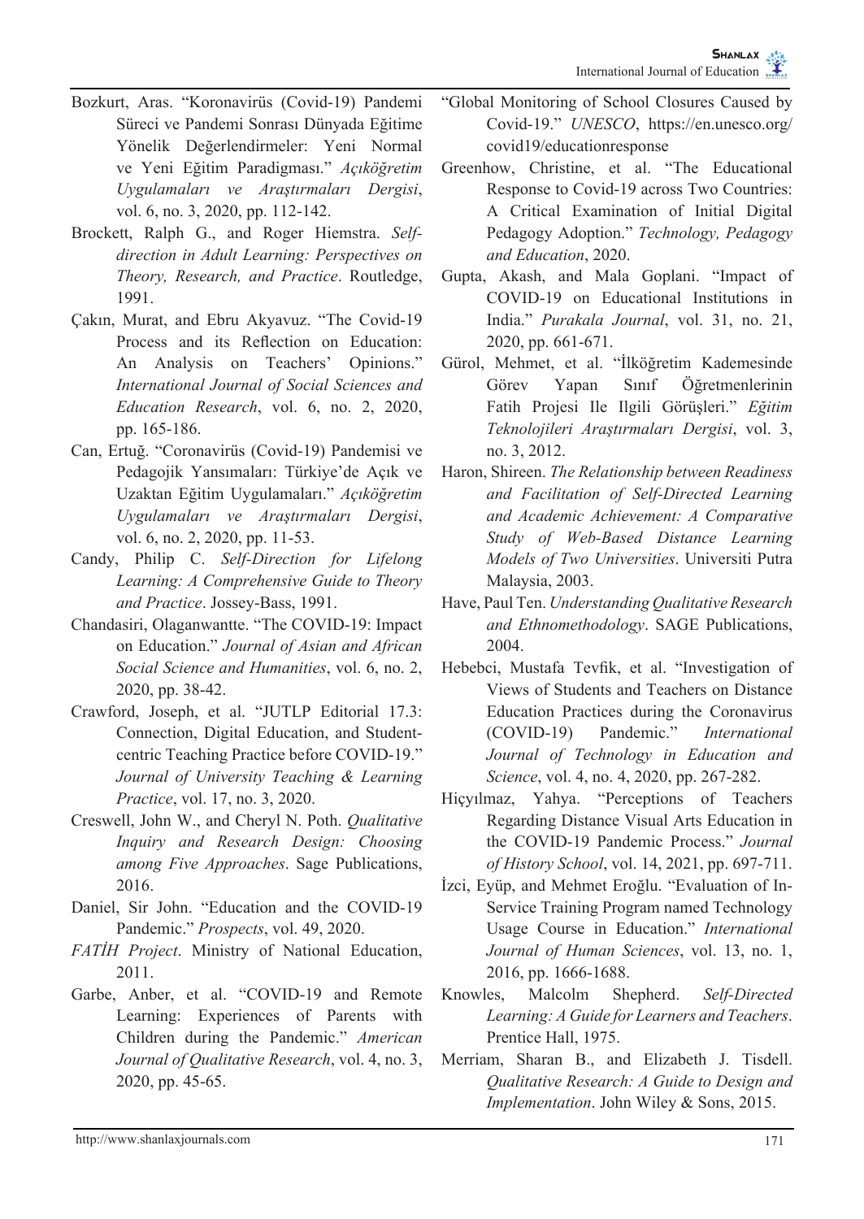Bozkurt, Aras. "Koronavirüs (Covid-19) Pandemi Süreci ve Pandemi Sonrası Dünyada Eğitime Yönelik Değerlendirmeler: Yeni Normal ve Yeni Eğitim Paradigması." *Açıköğretim Uygulamaları ve Araştırmaları Dergisi*, vol. 6, no. 3, 2020, pp. 112-142.

Brockett, Ralph G., and Roger Hiemstra. *Self-direction in Adult Learning: Perspectives on Theory, Research, and Practice*. Routledge, 1991.

Çakın, Murat, and Ebru Akyavuz. "The Covid-19 Process and its Reflection on Education: An Analysis on Teachers' Opinions." *International Journal of Social Sciences and Education Research*, vol. 6, no. 2, 2020, pp. 165-186.

Can, Ertuğ. "Coronavirüs (Covid-19) Pandemisi ve Pedagojik Yansımaları: Türkiye'de Açık ve Uzaktan Eğitim Uygulamaları." *Açıköğretim Uygulamaları ve Araştırmaları Dergisi*, vol. 6, no. 2, 2020, pp. 11-53.

Candy, Philip C. *Self-Direction for Lifelong Learning: A Comprehensive Guide to Theory and Practice*. Jossey-Bass, 1991.

Chandasiri, Olaganwantte. "The COVID-19: Impact on Education." *Journal of Asian and African Social Science and Humanities*, vol. 6, no. 2, 2020, pp. 38-42.

Crawford, Joseph, et al. "JUTLP Editorial 17.3: Connection, Digital Education, and Student-centric Teaching Practice before COVID-19." *Journal of University Teaching & Learning Practice*, vol. 17, no. 3, 2020.

Creswell, John W., and Cheryl N. Poth. *Qualitative Inquiry and Research Design: Choosing among Five Approaches*. Sage Publications, 2016.

Daniel, Sir John. "Education and the COVID-19 Pandemic." *Prospects*, vol. 49, 2020.

*FATİH Project*. Ministry of National Education, 2011.

Garbe, Anber, et al. "COVID-19 and Remote Learning: Experiences of Parents with Children during the Pandemic." *American Journal of Qualitative Research*, vol. 4, no. 3, 2020, pp. 45-65.

"Global Monitoring of School Closures Caused by Covid-19." *UNESCO*, https://en.unesco.org/covid19/educationresponse

Greenhow, Christine, et al. "The Educational Response to Covid-19 across Two Countries: A Critical Examination of Initial Digital Pedagogy Adoption." *Technology, Pedagogy and Education*, 2020.

Gupta, Akash, and Mala Goplani. "Impact of COVID-19 on Educational Institutions in India." *Purakala Journal*, vol. 31, no. 21, 2020, pp. 661-671.

Gürol, Mehmet, et al. "İlköğretim Kademesinde Görev Yapan Sınıf Öğretmenlerinin Fatih Projesi Ile Ilgili Görüşleri." *Eğitim Teknolojileri Araştırmaları Dergisi*, vol. 3, no. 3, 2012.

Haron, Shireen. *The Relationship between Readiness and Facilitation of Self-Directed Learning and Academic Achievement: A Comparative Study of Web-Based Distance Learning Models of Two Universities*. Universiti Putra Malaysia, 2003.

Have, Paul Ten. *Understanding Qualitative Research and Ethnomethodology*. SAGE Publications, 2004.

Hebebci, Mustafa Tevfik, et al. "Investigation of Views of Students and Teachers on Distance Education Practices during the Coronavirus (COVID-19) Pandemic." *International Journal of Technology in Education and Science*, vol. 4, no. 4, 2020, pp. 267-282.

Hiçyılmaz, Yahya. "Perceptions of Teachers Regarding Distance Visual Arts Education in the COVID-19 Pandemic Process." *Journal of History School*, vol. 14, 2021, pp. 697-711.

İzci, Eyüp, and Mehmet Eroğlu. "Evaluation of In-Service Training Program named Technology Usage Course in Education." *International Journal of Human Sciences*, vol. 13, no. 1, 2016, pp. 1666-1688.

Knowles, Malcolm Shepherd. *Self-Directed Learning: A Guide for Learners and Teachers*. Prentice Hall, 1975.

Merriam, Sharan B., and Elizabeth J. Tisdell. *Qualitative Research: A Guide to Design and Implementation*. John Wiley & Sons, 2015.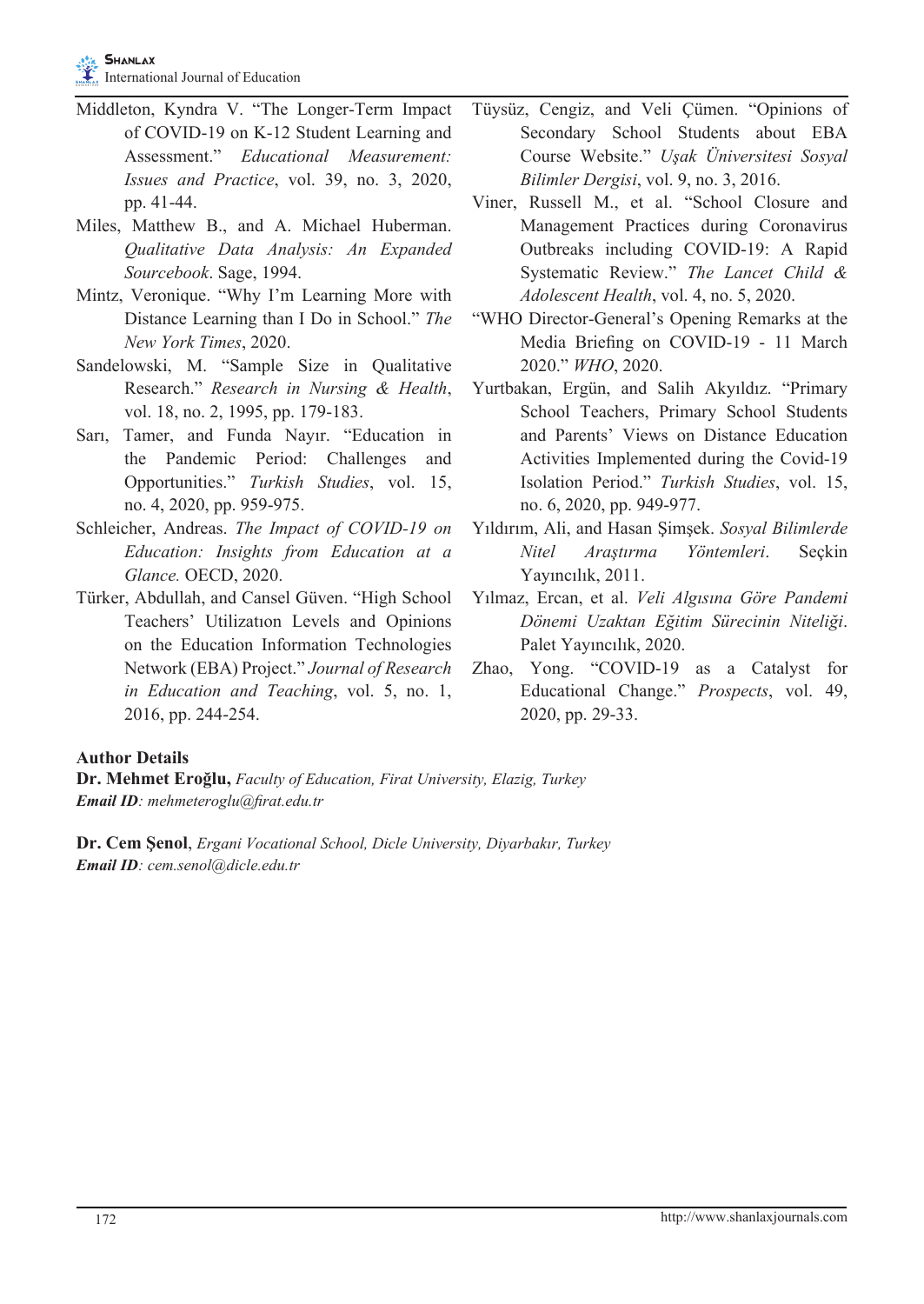Middleton, Kyndra V. "The Longer-Term Impact of COVID-19 on K-12 Student Learning and Assessment." *Educational Measurement: Issues and Practice*, vol. 39, no. 3, 2020, pp. 41-44.

Miles, Matthew B., and A. Michael Huberman. *Qualitative Data Analysis: An Expanded Sourcebook*. Sage, 1994.

Mintz, Veronique. "Why I'm Learning More with Distance Learning than I Do in School." *The New York Times*, 2020.

Sandelowski, M. "Sample Size in Qualitative Research." *Research in Nursing & Health*, vol. 18, no. 2, 1995, pp. 179-183.

Sarı, Tamer, and Funda Nayır. "Education in the Pandemic Period: Challenges and Opportunities." *Turkish Studies*, vol. 15, no. 4, 2020, pp. 959-975.

Schleicher, Andreas. *The Impact of COVID-19 on Education: Insights from Education at a Glance.* OECD, 2020.

Türker, Abdullah, and Cansel Güven. "High School Teachers' Utilizatıon Levels and Opinions on the Education Information Technologies Network (EBA) Project." *Journal of Research in Education and Teaching*, vol. 5, no. 1, 2016, pp. 244-254.

Tüysüz, Cengiz, and Veli Çümen. "Opinions of Secondary School Students about EBA Course Website." *Uşak Üniversitesi Sosyal Bilimler Dergisi*, vol. 9, no. 3, 2016.

Viner, Russell M., et al. "School Closure and Management Practices during Coronavirus Outbreaks including COVID-19: A Rapid Systematic Review." *The Lancet Child & Adolescent Health*, vol. 4, no. 5, 2020.

"WHO Director-General's Opening Remarks at the Media Briefing on COVID-19 - 11 March 2020." *WHO*, 2020.

Yurtbakan, Ergün, and Salih Akyıldız. "Primary School Teachers, Primary School Students and Parents' Views on Distance Education Activities Implemented during the Covid-19 Isolation Period." *Turkish Studies*, vol. 15, no. 6, 2020, pp. 949-977.

Yıldırım, Ali, and Hasan Şimşek. *Sosyal Bilimlerde Nitel Araştırma Yöntemleri*. Seçkin Yayıncılık, 2011.

Yılmaz, Ercan, et al. *Veli Algısına Göre Pandemi Dönemi Uzaktan Eğitim Sürecinin Niteliği*. Palet Yayıncılık, 2020.

Zhao, Yong. "COVID-19 as a Catalyst for Educational Change." *Prospects*, vol. 49, 2020, pp. 29-33.

**Author Details**

**Dr. Mehmet Eroğlu,** *Faculty of Education, Firat University, Elazig, Turkey*
***Email ID**: mehmeteroglu@firat.edu.tr*

**Dr. Cem Şenol**, *Ergani Vocational School, Dicle University, Diyarbakır, Turkey*
***Email ID**: cem.senol@dicle.edu.tr*